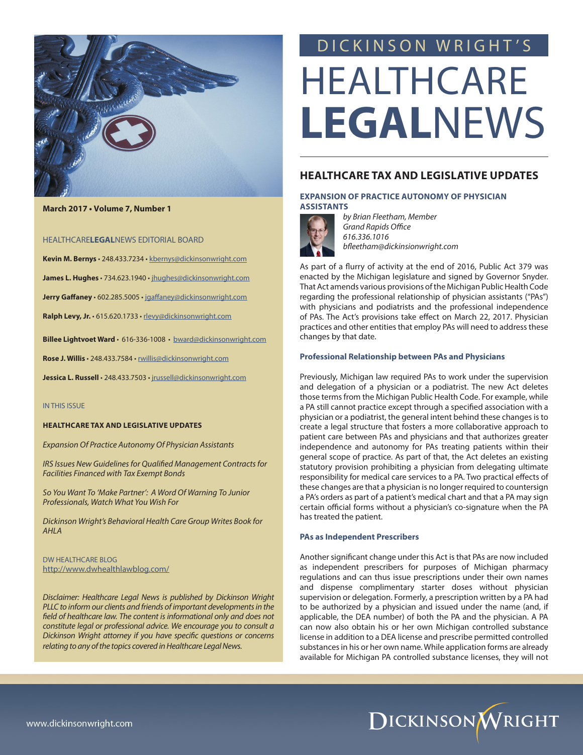# DICKINSON WRIGHT'S HEALTHCARE LEGALNEWS

March 2017 • Volume 7, Number 1

HEALTHCARE**LEGAL**NEWS EDITORIAL BOARD

**Kevin M. Bernys** • 248.433.7234 • kbernys@dickinsonwright.com

**James L. Hughes** • 734.623.1940 • jhughes@dickinsonwright.com

**Jerry Gaffaney** • 602.285.5005 • jgaffaney@dickinsonwright.com

**Ralph Levy, Jr.** • 615.620.1733 • rlevy@dickinsonwright.com

**Billee Lightvoet Ward** • 616-336-1008 • bward@dickinsonwright.com

**Rose J. Willis** • 248.433.7584 • rwillis@dickinsonwright.com

**Jessica L. Russell** • 248.433.7503 • jrussell@dickinsonwright.com

IN THIS ISSUE

**HEALTHCARE TAX AND LEGISLATIVE UPDATES**

*Expansion Of Practice Autonomy Of Physician Assistants*

*IRS Issues New Guidelines for Qualified Management Contracts for Facilities Financed with Tax Exempt Bonds*

*So You Want To 'Make Partner': A Word Of Warning To Junior Professionals, Watch What You Wish For*

*Dickinson Wright's Behavioral Health Care Group Writes Book for AHLA*

DW HEALTHCARE BLOG
http://www.dwhealthlawblog.com/

*Disclaimer: Healthcare Legal News is published by Dickinson Wright PLLC to inform our clients and friends of important developments in the field of healthcare law. The content is informational only and does not constitute legal or professional advice. We encourage you to consult a Dickinson Wright attorney if you have specific questions or concerns relating to any of the topics covered in Healthcare Legal News.*

## HEALTHCARE TAX AND LEGISLATIVE UPDATES

### EXPANSION OF PRACTICE AUTONOMY OF PHYSICIAN ASSISTANTS

*by Brian Fleetham, Member*
*Grand Rapids Office*
*616.336.1016*
*bfleetham@dickinsionwright.com*

As part of a flurry of activity at the end of 2016, Public Act 379 was enacted by the Michigan legislature and signed by Governor Snyder. That Act amends various provisions of the Michigan Public Health Code regarding the professional relationship of physician assistants ("PAs") with physicians and podiatrists and the professional independence of PAs. The Act's provisions take effect on March 22, 2017. Physician practices and other entities that employ PAs will need to address these changes by that date.

#### Professional Relationship between PAs and Physicians

Previously, Michigan law required PAs to work under the supervision and delegation of a physician or a podiatrist. The new Act deletes those terms from the Michigan Public Health Code. For example, while a PA still cannot practice except through a specified association with a physician or a podiatrist, the general intent behind these changes is to create a legal structure that fosters a more collaborative approach to patient care between PAs and physicians and that authorizes greater independence and autonomy for PAs treating patients within their general scope of practice. As part of that, the Act deletes an existing statutory provision prohibiting a physician from delegating ultimate responsibility for medical care services to a PA. Two practical effects of these changes are that a physician is no longer required to countersign a PA's orders as part of a patient's medical chart and that a PA may sign certain official forms without a physician's co-signature when the PA has treated the patient.

#### PAs as Independent Prescribers

Another significant change under this Act is that PAs are now included as independent prescribers for purposes of Michigan pharmacy regulations and can thus issue prescriptions under their own names and dispense complimentary starter doses without physician supervision or delegation. Formerly, a prescription written by a PA had to be authorized by a physician and issued under the name (and, if applicable, the DEA number) of both the PA and the physician. A PA can now also obtain his or her own Michigan controlled substance license in addition to a DEA license and prescribe permitted controlled substances in his or her own name. While application forms are already available for Michigan PA controlled substance licenses, they will not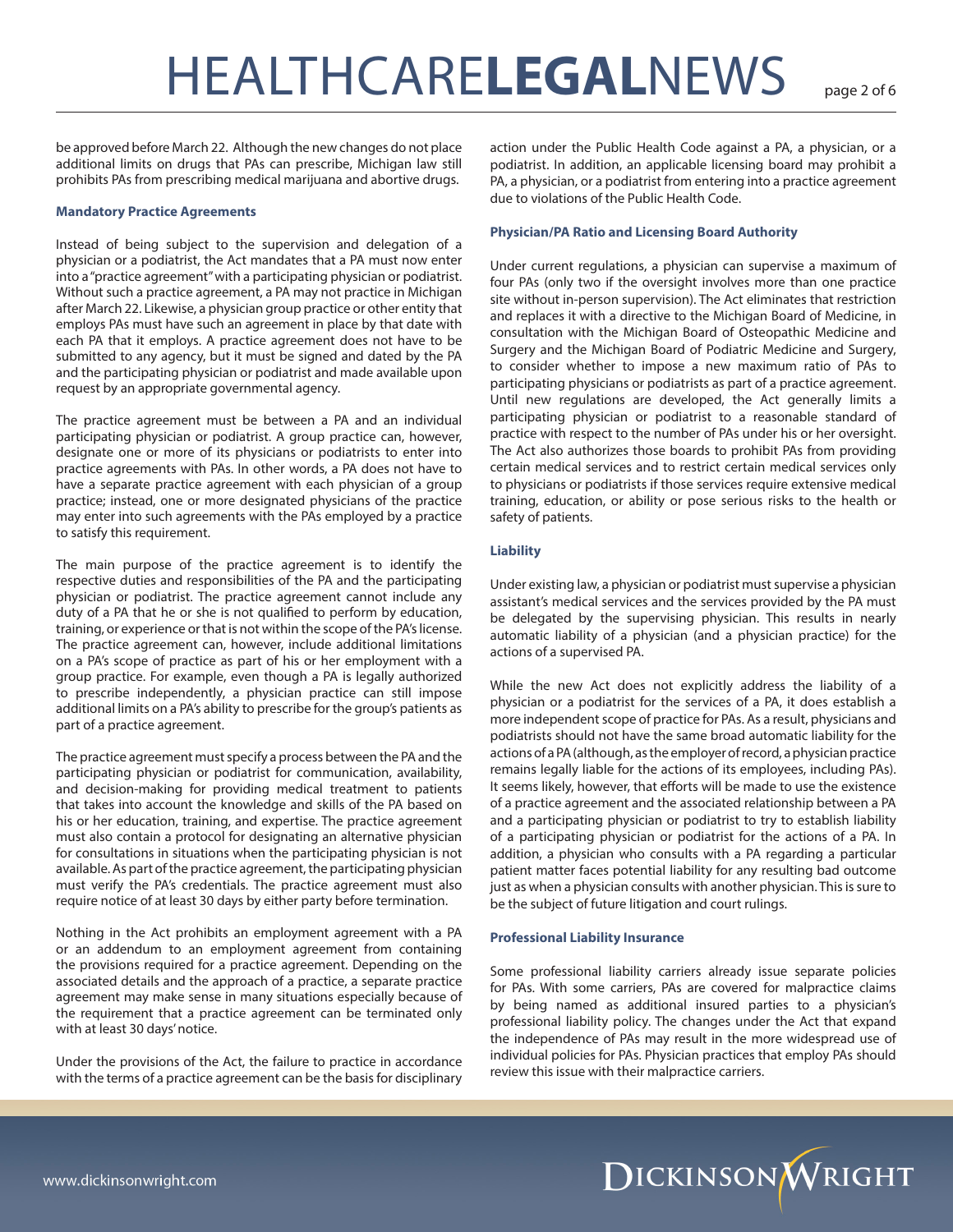be approved before March 22. Although the new changes do not place additional limits on drugs that PAs can prescribe, Michigan law still prohibits PAs from prescribing medical marijuana and abortive drugs.

### Mandatory Practice Agreements

Instead of being subject to the supervision and delegation of a physician or a podiatrist, the Act mandates that a PA must now enter into a "practice agreement" with a participating physician or podiatrist. Without such a practice agreement, a PA may not practice in Michigan after March 22. Likewise, a physician group practice or other entity that employs PAs must have such an agreement in place by that date with each PA that it employs. A practice agreement does not have to be submitted to any agency, but it must be signed and dated by the PA and the participating physician or podiatrist and made available upon request by an appropriate governmental agency.

The practice agreement must be between a PA and an individual participating physician or podiatrist. A group practice can, however, designate one or more of its physicians or podiatrists to enter into practice agreements with PAs. In other words, a PA does not have to have a separate practice agreement with each physician of a group practice; instead, one or more designated physicians of the practice may enter into such agreements with the PAs employed by a practice to satisfy this requirement.

The main purpose of the practice agreement is to identify the respective duties and responsibilities of the PA and the participating physician or podiatrist. The practice agreement cannot include any duty of a PA that he or she is not qualified to perform by education, training, or experience or that is not within the scope of the PA's license. The practice agreement can, however, include additional limitations on a PA's scope of practice as part of his or her employment with a group practice. For example, even though a PA is legally authorized to prescribe independently, a physician practice can still impose additional limits on a PA's ability to prescribe for the group's patients as part of a practice agreement.

The practice agreement must specify a process between the PA and the participating physician or podiatrist for communication, availability, and decision-making for providing medical treatment to patients that takes into account the knowledge and skills of the PA based on his or her education, training, and expertise. The practice agreement must also contain a protocol for designating an alternative physician for consultations in situations when the participating physician is not available. As part of the practice agreement, the participating physician must verify the PA's credentials. The practice agreement must also require notice of at least 30 days by either party before termination.

Nothing in the Act prohibits an employment agreement with a PA or an addendum to an employment agreement from containing the provisions required for a practice agreement. Depending on the associated details and the approach of a practice, a separate practice agreement may make sense in many situations especially because of the requirement that a practice agreement can be terminated only with at least 30 days' notice.

Under the provisions of the Act, the failure to practice in accordance with the terms of a practice agreement can be the basis for disciplinary action under the Public Health Code against a PA, a physician, or a podiatrist. In addition, an applicable licensing board may prohibit a PA, a physician, or a podiatrist from entering into a practice agreement due to violations of the Public Health Code.

### Physician/PA Ratio and Licensing Board Authority

Under current regulations, a physician can supervise a maximum of four PAs (only two if the oversight involves more than one practice site without in-person supervision). The Act eliminates that restriction and replaces it with a directive to the Michigan Board of Medicine, in consultation with the Michigan Board of Osteopathic Medicine and Surgery and the Michigan Board of Podiatric Medicine and Surgery, to consider whether to impose a new maximum ratio of PAs to participating physicians or podiatrists as part of a practice agreement. Until new regulations are developed, the Act generally limits a participating physician or podiatrist to a reasonable standard of practice with respect to the number of PAs under his or her oversight. The Act also authorizes those boards to prohibit PAs from providing certain medical services and to restrict certain medical services only to physicians or podiatrists if those services require extensive medical training, education, or ability or pose serious risks to the health or safety of patients.

### Liability

Under existing law, a physician or podiatrist must supervise a physician assistant's medical services and the services provided by the PA must be delegated by the supervising physician. This results in nearly automatic liability of a physician (and a physician practice) for the actions of a supervised PA.

While the new Act does not explicitly address the liability of a physician or a podiatrist for the services of a PA, it does establish a more independent scope of practice for PAs. As a result, physicians and podiatrists should not have the same broad automatic liability for the actions of a PA (although, as the employer of record, a physician practice remains legally liable for the actions of its employees, including PAs). It seems likely, however, that efforts will be made to use the existence of a practice agreement and the associated relationship between a PA and a participating physician or podiatrist to try to establish liability of a participating physician or podiatrist for the actions of a PA. In addition, a physician who consults with a PA regarding a particular patient matter faces potential liability for any resulting bad outcome just as when a physician consults with another physician. This is sure to be the subject of future litigation and court rulings.

### Professional Liability Insurance

Some professional liability carriers already issue separate policies for PAs. With some carriers, PAs are covered for malpractice claims by being named as additional insured parties to a physician's professional liability policy. The changes under the Act that expand the independence of PAs may result in the more widespread use of individual policies for PAs. Physician practices that employ PAs should review this issue with their malpractice carriers.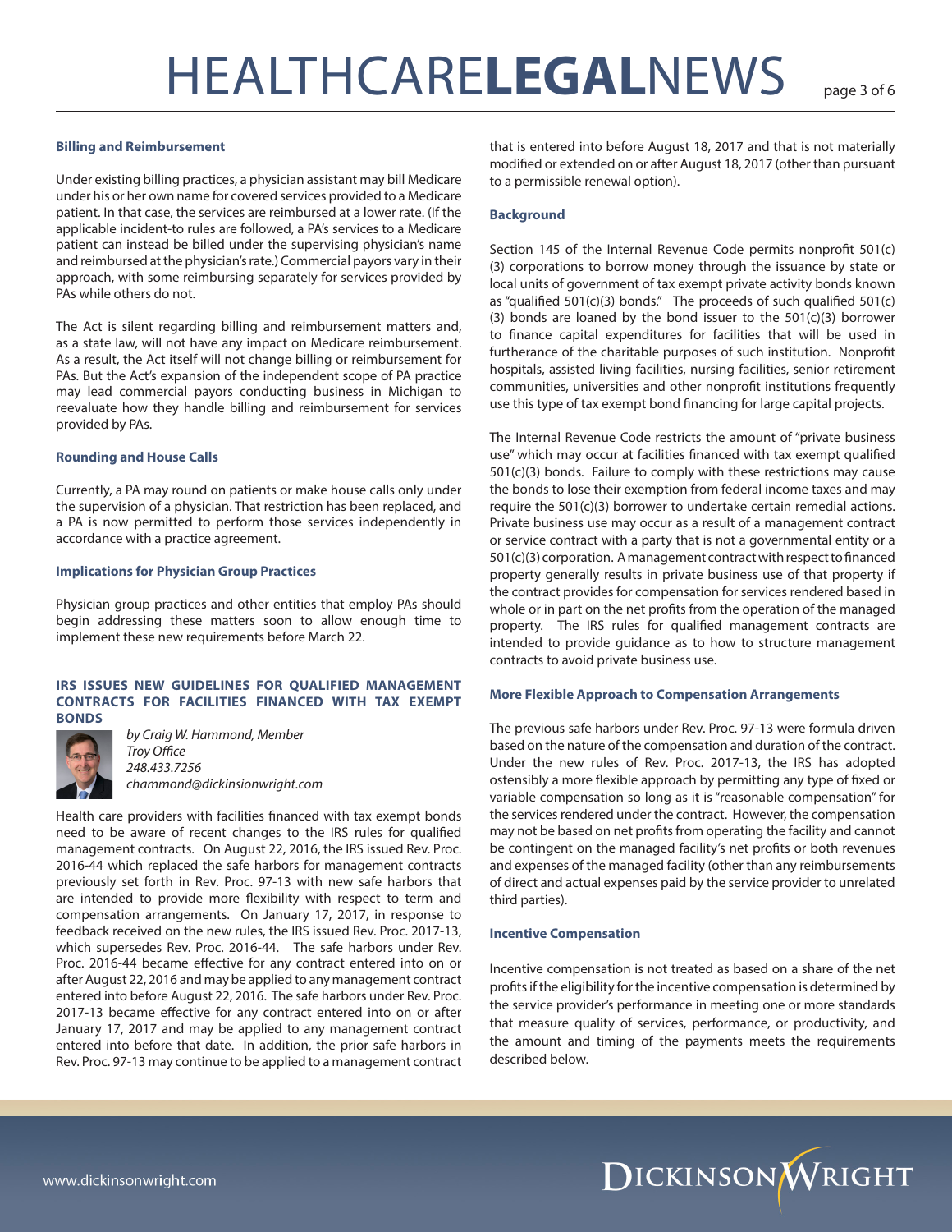### Billing and Reimbursement

Under existing billing practices, a physician assistant may bill Medicare under his or her own name for covered services provided to a Medicare patient. In that case, the services are reimbursed at a lower rate. (If the applicable incident-to rules are followed, a PA's services to a Medicare patient can instead be billed under the supervising physician's name and reimbursed at the physician's rate.) Commercial payors vary in their approach, with some reimbursing separately for services provided by PAs while others do not.

The Act is silent regarding billing and reimbursement matters and, as a state law, will not have any impact on Medicare reimbursement. As a result, the Act itself will not change billing or reimbursement for PAs. But the Act's expansion of the independent scope of PA practice may lead commercial payors conducting business in Michigan to reevaluate how they handle billing and reimbursement for services provided by PAs.

### Rounding and House Calls

Currently, a PA may round on patients or make house calls only under the supervision of a physician. That restriction has been replaced, and a PA is now permitted to perform those services independently in accordance with a practice agreement.

### Implications for Physician Group Practices

Physician group practices and other entities that employ PAs should begin addressing these matters soon to allow enough time to implement these new requirements before March 22.

## IRS ISSUES NEW GUIDELINES FOR QUALIFIED MANAGEMENT CONTRACTS FOR FACILITIES FINANCED WITH TAX EXEMPT BONDS

*by Craig W. Hammond, Member*
*Troy Office*
*248.433.7256*
*chammond@dickinsionwright.com*

Health care providers with facilities financed with tax exempt bonds need to be aware of recent changes to the IRS rules for qualified management contracts. On August 22, 2016, the IRS issued Rev. Proc. 2016-44 which replaced the safe harbors for management contracts previously set forth in Rev. Proc. 97-13 with new safe harbors that are intended to provide more flexibility with respect to term and compensation arrangements. On January 17, 2017, in response to feedback received on the new rules, the IRS issued Rev. Proc. 2017-13, which supersedes Rev. Proc. 2016-44. The safe harbors under Rev. Proc. 2016-44 became effective for any contract entered into on or after August 22, 2016 and may be applied to any management contract entered into before August 22, 2016. The safe harbors under Rev. Proc. 2017-13 became effective for any contract entered into on or after January 17, 2017 and may be applied to any management contract entered into before that date. In addition, the prior safe harbors in Rev. Proc. 97-13 may continue to be applied to a management contract that is entered into before August 18, 2017 and that is not materially modified or extended on or after August 18, 2017 (other than pursuant to a permissible renewal option).

### Background

Section 145 of the Internal Revenue Code permits nonprofit 501(c)(3) corporations to borrow money through the issuance by state or local units of government of tax exempt private activity bonds known as "qualified 501(c)(3) bonds." The proceeds of such qualified 501(c)(3) bonds are loaned by the bond issuer to the 501(c)(3) borrower to finance capital expenditures for facilities that will be used in furtherance of the charitable purposes of such institution. Nonprofit hospitals, assisted living facilities, nursing facilities, senior retirement communities, universities and other nonprofit institutions frequently use this type of tax exempt bond financing for large capital projects.

The Internal Revenue Code restricts the amount of "private business use" which may occur at facilities financed with tax exempt qualified 501(c)(3) bonds. Failure to comply with these restrictions may cause the bonds to lose their exemption from federal income taxes and may require the 501(c)(3) borrower to undertake certain remedial actions. Private business use may occur as a result of a management contract or service contract with a party that is not a governmental entity or a 501(c)(3) corporation. A management contract with respect to financed property generally results in private business use of that property if the contract provides for compensation for services rendered based in whole or in part on the net profits from the operation of the managed property. The IRS rules for qualified management contracts are intended to provide guidance as to how to structure management contracts to avoid private business use.

### More Flexible Approach to Compensation Arrangements

The previous safe harbors under Rev. Proc. 97-13 were formula driven based on the nature of the compensation and duration of the contract. Under the new rules of Rev. Proc. 2017-13, the IRS has adopted ostensibly a more flexible approach by permitting any type of fixed or variable compensation so long as it is "reasonable compensation" for the services rendered under the contract. However, the compensation may not be based on net profits from operating the facility and cannot be contingent on the managed facility's net profits or both revenues and expenses of the managed facility (other than any reimbursements of direct and actual expenses paid by the service provider to unrelated third parties).

### Incentive Compensation

Incentive compensation is not treated as based on a share of the net profits if the eligibility for the incentive compensation is determined by the service provider's performance in meeting one or more standards that measure quality of services, performance, or productivity, and the amount and timing of the payments meets the requirements described below.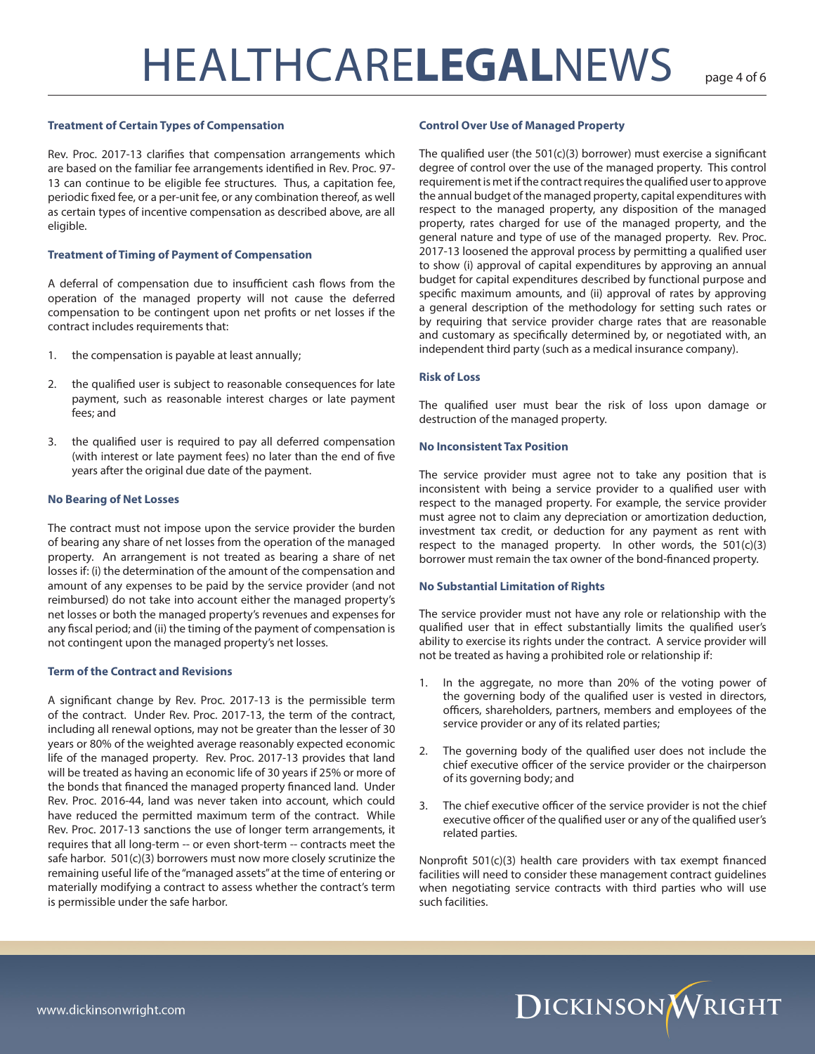### Treatment of Certain Types of Compensation

Rev. Proc. 2017-13 clarifies that compensation arrangements which are based on the familiar fee arrangements identified in Rev. Proc. 97-13 can continue to be eligible fee structures. Thus, a capitation fee, periodic fixed fee, or a per-unit fee, or any combination thereof, as well as certain types of incentive compensation as described above, are all eligible.

### Treatment of Timing of Payment of Compensation

A deferral of compensation due to insufficient cash flows from the operation of the managed property will not cause the deferred compensation to be contingent upon net profits or net losses if the contract includes requirements that:

1. the compensation is payable at least annually;
2. the qualified user is subject to reasonable consequences for late payment, such as reasonable interest charges or late payment fees; and
3. the qualified user is required to pay all deferred compensation (with interest or late payment fees) no later than the end of five years after the original due date of the payment.

### No Bearing of Net Losses

The contract must not impose upon the service provider the burden of bearing any share of net losses from the operation of the managed property. An arrangement is not treated as bearing a share of net losses if: (i) the determination of the amount of the compensation and amount of any expenses to be paid by the service provider (and not reimbursed) do not take into account either the managed property's net losses or both the managed property's revenues and expenses for any fiscal period; and (ii) the timing of the payment of compensation is not contingent upon the managed property's net losses.

### Term of the Contract and Revisions

A significant change by Rev. Proc. 2017-13 is the permissible term of the contract. Under Rev. Proc. 2017-13, the term of the contract, including all renewal options, may not be greater than the lesser of 30 years or 80% of the weighted average reasonably expected economic life of the managed property. Rev. Proc. 2017-13 provides that land will be treated as having an economic life of 30 years if 25% or more of the bonds that financed the managed property financed land. Under Rev. Proc. 2016-44, land was never taken into account, which could have reduced the permitted maximum term of the contract. While Rev. Proc. 2017-13 sanctions the use of longer term arrangements, it requires that all long-term -- or even short-term -- contracts meet the safe harbor. 501(c)(3) borrowers must now more closely scrutinize the remaining useful life of the "managed assets" at the time of entering or materially modifying a contract to assess whether the contract's term is permissible under the safe harbor.

### Control Over Use of Managed Property

The qualified user (the 501(c)(3) borrower) must exercise a significant degree of control over the use of the managed property. This control requirement is met if the contract requires the qualified user to approve the annual budget of the managed property, capital expenditures with respect to the managed property, any disposition of the managed property, rates charged for use of the managed property, and the general nature and type of use of the managed property. Rev. Proc. 2017-13 loosened the approval process by permitting a qualified user to show (i) approval of capital expenditures by approving an annual budget for capital expenditures described by functional purpose and specific maximum amounts, and (ii) approval of rates by approving a general description of the methodology for setting such rates or by requiring that service provider charge rates that are reasonable and customary as specifically determined by, or negotiated with, an independent third party (such as a medical insurance company).

### Risk of Loss

The qualified user must bear the risk of loss upon damage or destruction of the managed property.

### No Inconsistent Tax Position

The service provider must agree not to take any position that is inconsistent with being a service provider to a qualified user with respect to the managed property. For example, the service provider must agree not to claim any depreciation or amortization deduction, investment tax credit, or deduction for any payment as rent with respect to the managed property. In other words, the 501(c)(3) borrower must remain the tax owner of the bond-financed property.

### No Substantial Limitation of Rights

The service provider must not have any role or relationship with the qualified user that in effect substantially limits the qualified user's ability to exercise its rights under the contract. A service provider will not be treated as having a prohibited role or relationship if:

1. In the aggregate, no more than 20% of the voting power of the governing body of the qualified user is vested in directors, officers, shareholders, partners, members and employees of the service provider or any of its related parties;
2. The governing body of the qualified user does not include the chief executive officer of the service provider or the chairperson of its governing body; and
3. The chief executive officer of the service provider is not the chief executive officer of the qualified user or any of the qualified user's related parties.

Nonprofit 501(c)(3) health care providers with tax exempt financed facilities will need to consider these management contract guidelines when negotiating service contracts with third parties who will use such facilities.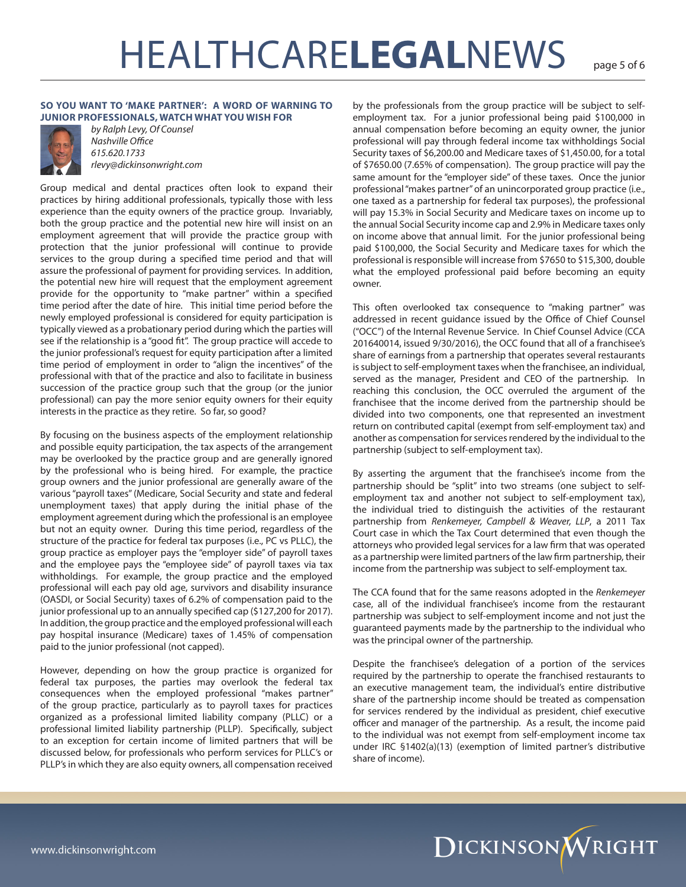### SO YOU WANT TO 'MAKE PARTNER': A WORD OF WARNING TO JUNIOR PROFESSIONALS, WATCH WHAT YOU WISH FOR

*by Ralph Levy, Of Counsel*
*Nashville Office*
*615.620.1733*
*rlevy@dickinsonwright.com*

Group medical and dental practices often look to expand their practices by hiring additional professionals, typically those with less experience than the equity owners of the practice group. Invariably, both the group practice and the potential new hire will insist on an employment agreement that will provide the practice group with protection that the junior professional will continue to provide services to the group during a specified time period and that will assure the professional of payment for providing services. In addition, the potential new hire will request that the employment agreement provide for the opportunity to "make partner" within a specified time period after the date of hire. This initial time period before the newly employed professional is considered for equity participation is typically viewed as a probationary period during which the parties will see if the relationship is a "good fit". The group practice will accede to the junior professional's request for equity participation after a limited time period of employment in order to "align the incentives" of the professional with that of the practice and also to facilitate in business succession of the practice group such that the group (or the junior professional) can pay the more senior equity owners for their equity interests in the practice as they retire. So far, so good?

By focusing on the business aspects of the employment relationship and possible equity participation, the tax aspects of the arrangement may be overlooked by the practice group and are generally ignored by the professional who is being hired. For example, the practice group owners and the junior professional are generally aware of the various "payroll taxes" (Medicare, Social Security and state and federal unemployment taxes) that apply during the initial phase of the employment agreement during which the professional is an employee but not an equity owner. During this time period, regardless of the structure of the practice for federal tax purposes (i.e., PC vs PLLC), the group practice as employer pays the "employer side" of payroll taxes and the employee pays the "employee side" of payroll taxes via tax withholdings. For example, the group practice and the employed professional will each pay old age, survivors and disability insurance (OASDI, or Social Security) taxes of 6.2% of compensation paid to the junior professional up to an annually specified cap ($127,200 for 2017). In addition, the group practice and the employed professional will each pay hospital insurance (Medicare) taxes of 1.45% of compensation paid to the junior professional (not capped).

However, depending on how the group practice is organized for federal tax purposes, the parties may overlook the federal tax consequences when the employed professional "makes partner" of the group practice, particularly as to payroll taxes for practices organized as a professional limited liability company (PLLC) or a professional limited liability partnership (PLLP). Specifically, subject to an exception for certain income of limited partners that will be discussed below, for professionals who perform services for PLLC's or PLLP's in which they are also equity owners, all compensation received by the professionals from the group practice will be subject to self-employment tax. For a junior professional being paid $100,000 in annual compensation before becoming an equity owner, the junior professional will pay through federal income tax withholdings Social Security taxes of $6,200.00 and Medicare taxes of $1,450.00, for a total of $7650.00 (7.65% of compensation). The group practice will pay the same amount for the "employer side" of these taxes. Once the junior professional "makes partner" of an unincorporated group practice (i.e., one taxed as a partnership for federal tax purposes), the professional will pay 15.3% in Social Security and Medicare taxes on income up to the annual Social Security income cap and 2.9% in Medicare taxes only on income above that annual limit. For the junior professional being paid $100,000, the Social Security and Medicare taxes for which the professional is responsible will increase from $7650 to $15,300, double what the employed professional paid before becoming an equity owner.

This often overlooked tax consequence to "making partner" was addressed in recent guidance issued by the Office of Chief Counsel ("OCC") of the Internal Revenue Service. In Chief Counsel Advice (CCA 201640014, issued 9/30/2016), the OCC found that all of a franchisee's share of earnings from a partnership that operates several restaurants is subject to self-employment taxes when the franchisee, an individual, served as the manager, President and CEO of the partnership. In reaching this conclusion, the OCC overruled the argument of the franchisee that the income derived from the partnership should be divided into two components, one that represented an investment return on contributed capital (exempt from self-employment tax) and another as compensation for services rendered by the individual to the partnership (subject to self-employment tax).

By asserting the argument that the franchisee's income from the partnership should be "split" into two streams (one subject to self-employment tax and another not subject to self-employment tax), the individual tried to distinguish the activities of the restaurant partnership from *Renkemeyer, Campbell & Weaver, LLP*, a 2011 Tax Court case in which the Tax Court determined that even though the attorneys who provided legal services for a law firm that was operated as a partnership were limited partners of the law firm partnership, their income from the partnership was subject to self-employment tax.

The CCA found that for the same reasons adopted in the *Renkemeyer* case, all of the individual franchisee's income from the restaurant partnership was subject to self-employment income and not just the guaranteed payments made by the partnership to the individual who was the principal owner of the partnership.

Despite the franchisee's delegation of a portion of the services required by the partnership to operate the franchised restaurants to an executive management team, the individual's entire distributive share of the partnership income should be treated as compensation for services rendered by the individual as president, chief executive officer and manager of the partnership. As a result, the income paid to the individual was not exempt from self-employment income tax under IRC §1402(a)(13) (exemption of limited partner's distributive share of income).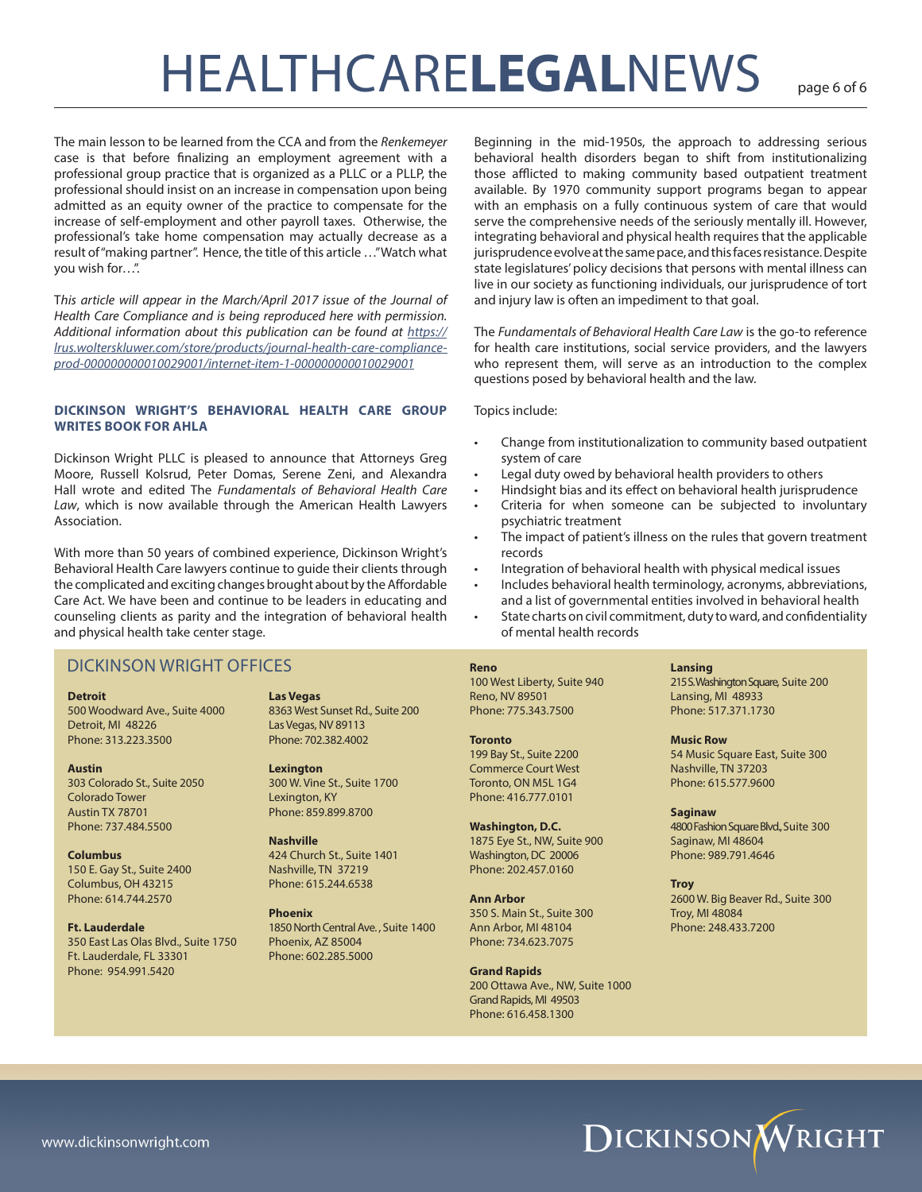The main lesson to be learned from the CCA and from the *Renkemeyer* case is that before finalizing an employment agreement with a professional group practice that is organized as a PLLC or a PLLP, the professional should insist on an increase in compensation upon being admitted as an equity owner of the practice to compensate for the increase of self-employment and other payroll taxes. Otherwise, the professional's take home compensation may actually decrease as a result of "making partner". Hence, the title of this article …"Watch what you wish for…".

T*his article will appear in the March/April 2017 issue of the Journal of Health Care Compliance and is being reproduced here with permission. Additional information about this publication can be found at https://lrus.wolterskluwer.com/store/products/journal-health-care-compliance-prod-000000000010029001/internet-item-1-000000000010029001*

### DICKINSON WRIGHT'S BEHAVIORAL HEALTH CARE GROUP WRITES BOOK FOR AHLA

Dickinson Wright PLLC is pleased to announce that Attorneys Greg Moore, Russell Kolsrud, Peter Domas, Serene Zeni, and Alexandra Hall wrote and edited The *Fundamentals of Behavioral Health Care Law*, which is now available through the American Health Lawyers Association.

With more than 50 years of combined experience, Dickinson Wright's Behavioral Health Care lawyers continue to guide their clients through the complicated and exciting changes brought about by the Affordable Care Act. We have been and continue to be leaders in educating and counseling clients as parity and the integration of behavioral health and physical health take center stage.

Beginning in the mid-1950s, the approach to addressing serious behavioral health disorders began to shift from institutionalizing those afflicted to making community based outpatient treatment available. By 1970 community support programs began to appear with an emphasis on a fully continuous system of care that would serve the comprehensive needs of the seriously mentally ill. However, integrating behavioral and physical health requires that the applicable jurisprudence evolve at the same pace, and this faces resistance. Despite state legislatures' policy decisions that persons with mental illness can live in our society as functioning individuals, our jurisprudence of tort and injury law is often an impediment to that goal.

The *Fundamentals of Behavioral Health Care Law* is the go-to reference for health care institutions, social service providers, and the lawyers who represent them, will serve as an introduction to the complex questions posed by behavioral health and the law.

Topics include:

- Change from institutionalization to community based outpatient system of care
- Legal duty owed by behavioral health providers to others
- Hindsight bias and its effect on behavioral health jurisprudence
- Criteria for when someone can be subjected to involuntary psychiatric treatment
- The impact of patient's illness on the rules that govern treatment records
- Integration of behavioral health with physical medical issues
- Includes behavioral health terminology, acronyms, abbreviations, and a list of governmental entities involved in behavioral health
- State charts on civil commitment, duty to ward, and confidentiality of mental health records

## DICKINSON WRIGHT OFFICES

**Detroit**
500 Woodward Ave., Suite 4000
Detroit, MI 48226
Phone: 313.223.3500

**Austin**
303 Colorado St., Suite 2050
Colorado Tower
Austin TX 78701
Phone: 737.484.5500

**Columbus**
150 E. Gay St., Suite 2400
Columbus, OH 43215
Phone: 614.744.2570

**Ft. Lauderdale**
350 East Las Olas Blvd., Suite 1750
Ft. Lauderdale, FL 33301
Phone: 954.991.5420

**Las Vegas**
8363 West Sunset Rd., Suite 200
Las Vegas, NV 89113
Phone: 702.382.4002

**Lexington**
300 W. Vine St., Suite 1700
Lexington, KY
Phone: 859.899.8700

**Nashville**
424 Church St., Suite 1401
Nashville, TN 37219
Phone: 615.244.6538

**Phoenix**
1850 North Central Ave. , Suite 1400
Phoenix, AZ 85004
Phone: 602.285.5000

**Reno**
100 West Liberty, Suite 940
Reno, NV 89501
Phone: 775.343.7500

**Toronto**
199 Bay St., Suite 2200
Commerce Court West
Toronto, ON M5L 1G4
Phone: 416.777.0101

**Washington, D.C.**
1875 Eye St., NW, Suite 900
Washington, DC 20006
Phone: 202.457.0160

**Ann Arbor**
350 S. Main St., Suite 300
Ann Arbor, MI 48104
Phone: 734.623.7075

**Grand Rapids**
200 Ottawa Ave., NW, Suite 1000
Grand Rapids, MI 49503
Phone: 616.458.1300

**Lansing**
215 S. Washington Square, Suite 200
Lansing, MI 48933
Phone: 517.371.1730

**Music Row**
54 Music Square East, Suite 300
Nashville, TN 37203
Phone: 615.577.9600

**Saginaw**
4800 Fashion Square Blvd., Suite 300
Saginaw, MI 48604
Phone: 989.791.4646

**Troy**
2600 W. Big Beaver Rd., Suite 300
Troy, MI 48084
Phone: 248.433.7200

www.dickinsonwright.com

DICKINSON WRIGHT